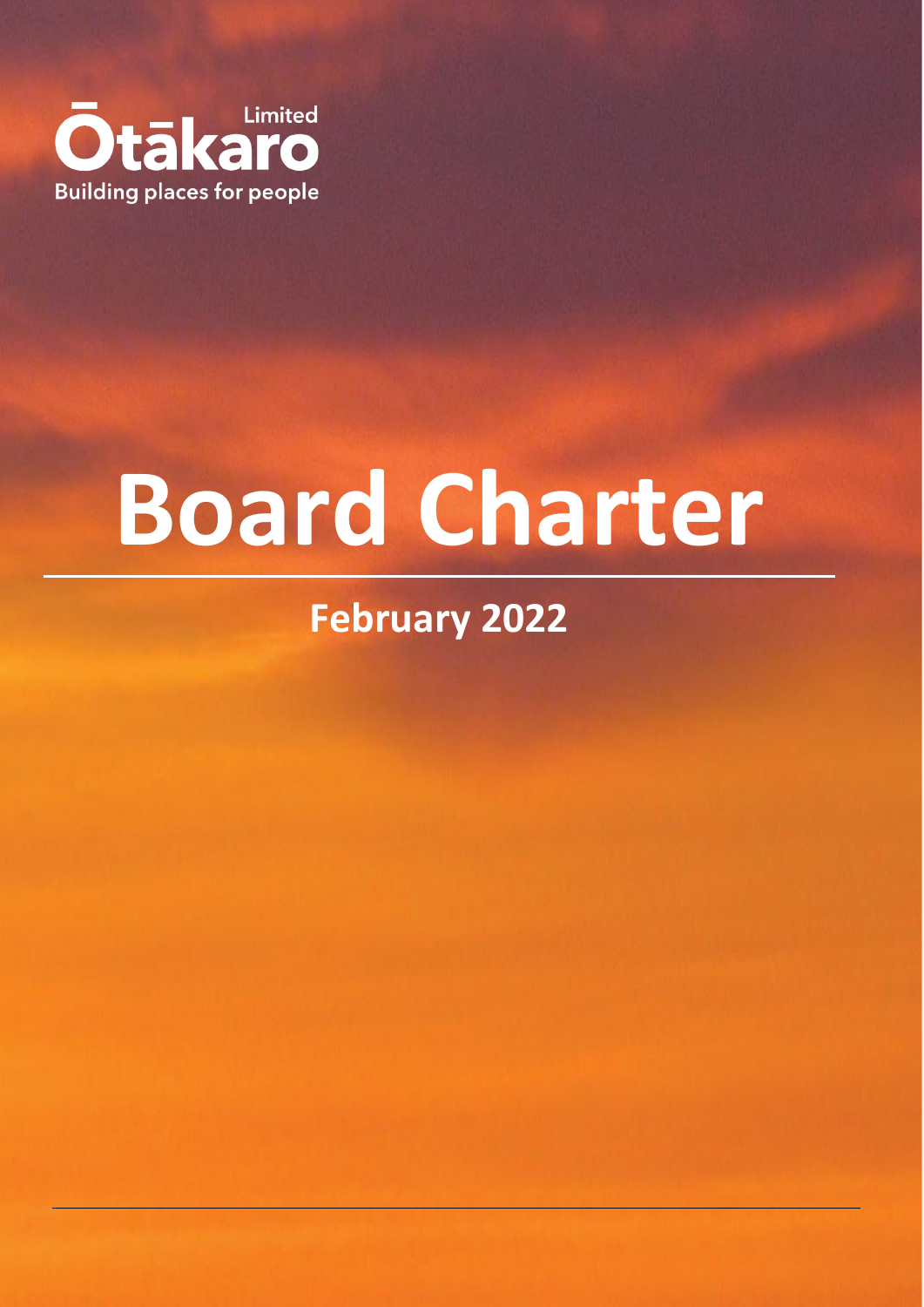Ōtākaro Limited

Building places for people

# Board Charter

## February 2022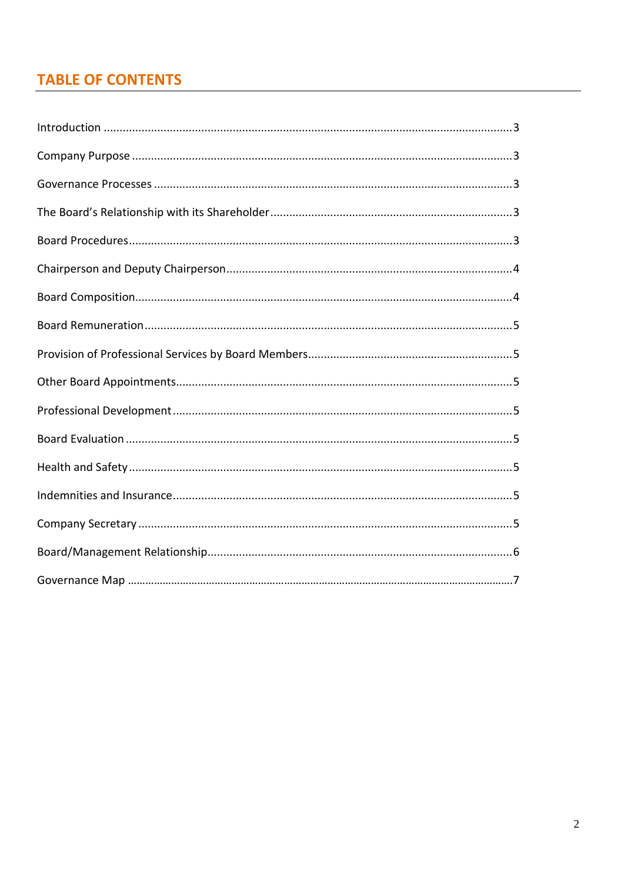# TABLE OF CONTENTS

| Section | Page |
|---|---|
| Introduction | 3 |
| Company Purpose | 3 |
| Governance Processes | 3 |
| The Board's Relationship with its Shareholder | 3 |
| Board Procedures | 3 |
| Chairperson and Deputy Chairperson | 4 |
| Board Composition | 4 |
| Board Remuneration | 5 |
| Provision of Professional Services by Board Members | 5 |
| Other Board Appointments | 5 |
| Professional Development | 5 |
| Board Evaluation | 5 |
| Health and Safety | 5 |
| Indemnities and Insurance | 5 |
| Company Secretary | 5 |
| Board/Management Relationship | 6 |
| Governance Map | 7 |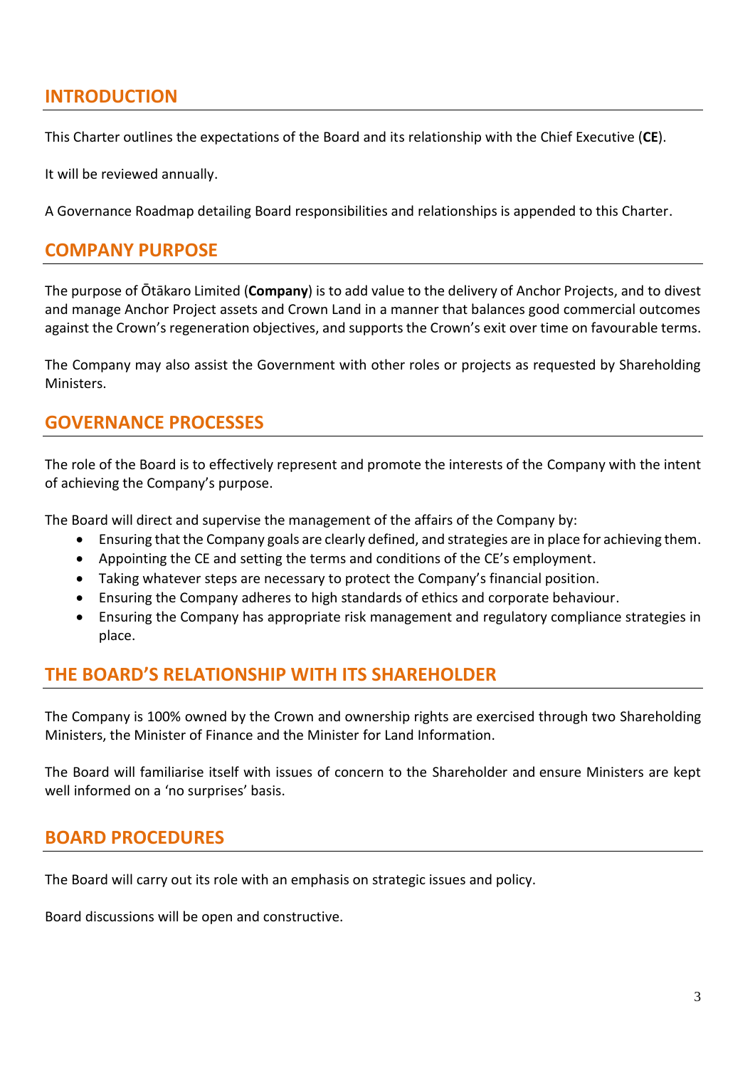## INTRODUCTION

This Charter outlines the expectations of the Board and its relationship with the Chief Executive (**CE**).

It will be reviewed annually.

A Governance Roadmap detailing Board responsibilities and relationships is appended to this Charter.

## COMPANY PURPOSE

The purpose of Ōtākaro Limited (**Company**) is to add value to the delivery of Anchor Projects, and to divest and manage Anchor Project assets and Crown Land in a manner that balances good commercial outcomes against the Crown's regeneration objectives, and supports the Crown's exit over time on favourable terms.

The Company may also assist the Government with other roles or projects as requested by Shareholding Ministers.

## GOVERNANCE PROCESSES

The role of the Board is to effectively represent and promote the interests of the Company with the intent of achieving the Company's purpose.

The Board will direct and supervise the management of the affairs of the Company by:

- Ensuring that the Company goals are clearly defined, and strategies are in place for achieving them.
- Appointing the CE and setting the terms and conditions of the CE's employment.
- Taking whatever steps are necessary to protect the Company's financial position.
- Ensuring the Company adheres to high standards of ethics and corporate behaviour.
- Ensuring the Company has appropriate risk management and regulatory compliance strategies in place.

## THE BOARD'S RELATIONSHIP WITH ITS SHAREHOLDER

The Company is 100% owned by the Crown and ownership rights are exercised through two Shareholding Ministers, the Minister of Finance and the Minister for Land Information.

The Board will familiarise itself with issues of concern to the Shareholder and ensure Ministers are kept well informed on a 'no surprises' basis.

## BOARD PROCEDURES

The Board will carry out its role with an emphasis on strategic issues and policy.

Board discussions will be open and constructive.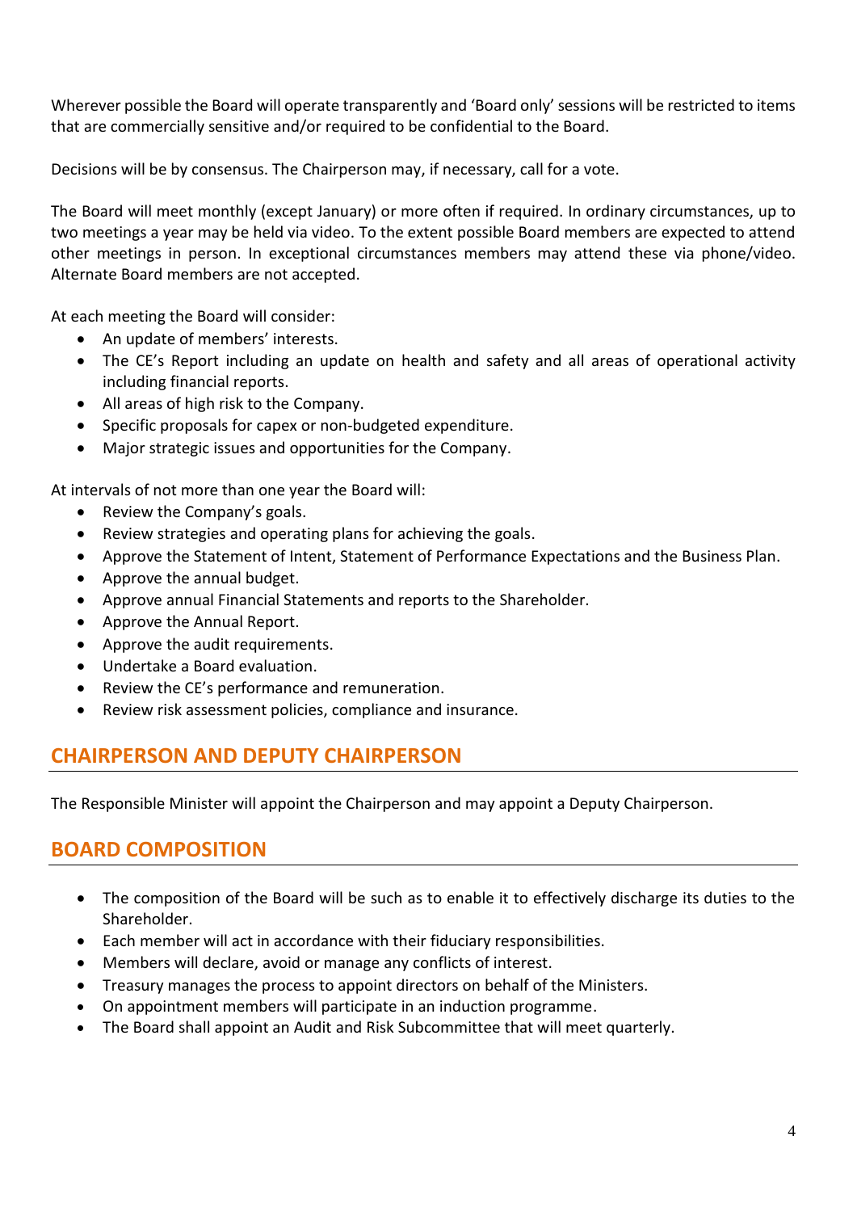Wherever possible the Board will operate transparently and 'Board only' sessions will be restricted to items that are commercially sensitive and/or required to be confidential to the Board.

Decisions will be by consensus. The Chairperson may, if necessary, call for a vote.

The Board will meet monthly (except January) or more often if required. In ordinary circumstances, up to two meetings a year may be held via video. To the extent possible Board members are expected to attend other meetings in person. In exceptional circumstances members may attend these via phone/video. Alternate Board members are not accepted.

At each meeting the Board will consider:

- An update of members' interests.
- The CE's Report including an update on health and safety and all areas of operational activity including financial reports.
- All areas of high risk to the Company.
- Specific proposals for capex or non-budgeted expenditure.
- Major strategic issues and opportunities for the Company.

At intervals of not more than one year the Board will:

- Review the Company's goals.
- Review strategies and operating plans for achieving the goals.
- Approve the Statement of Intent, Statement of Performance Expectations and the Business Plan.
- Approve the annual budget.
- Approve annual Financial Statements and reports to the Shareholder.
- Approve the Annual Report.
- Approve the audit requirements.
- Undertake a Board evaluation.
- Review the CE's performance and remuneration.
- Review risk assessment policies, compliance and insurance.

## CHAIRPERSON AND DEPUTY CHAIRPERSON

The Responsible Minister will appoint the Chairperson and may appoint a Deputy Chairperson.

## BOARD COMPOSITION

- The composition of the Board will be such as to enable it to effectively discharge its duties to the Shareholder.
- Each member will act in accordance with their fiduciary responsibilities.
- Members will declare, avoid or manage any conflicts of interest.
- Treasury manages the process to appoint directors on behalf of the Ministers.
- On appointment members will participate in an induction programme.
- The Board shall appoint an Audit and Risk Subcommittee that will meet quarterly.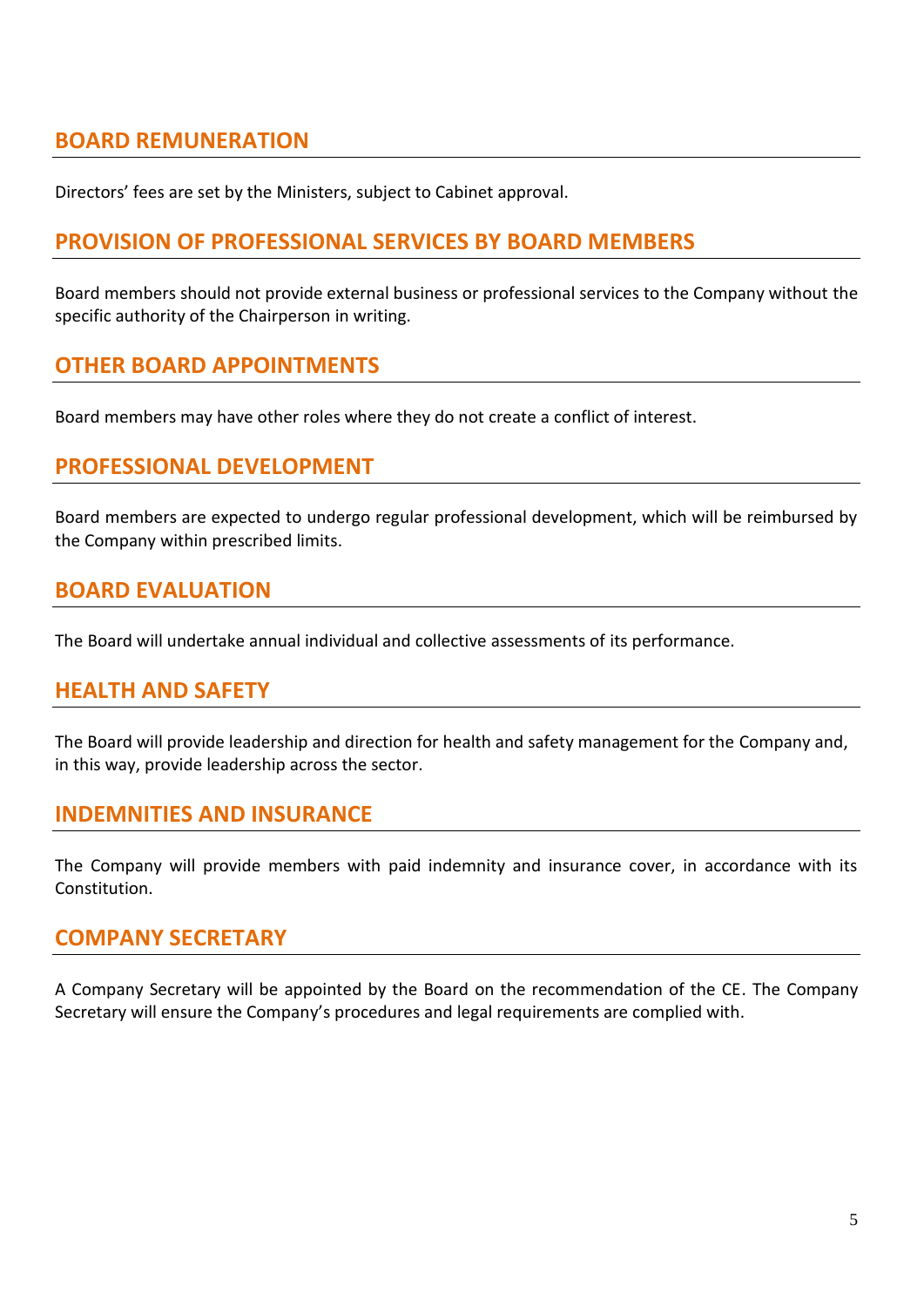## BOARD REMUNERATION

Directors' fees are set by the Ministers, subject to Cabinet approval.

## PROVISION OF PROFESSIONAL SERVICES BY BOARD MEMBERS

Board members should not provide external business or professional services to the Company without the specific authority of the Chairperson in writing.

## OTHER BOARD APPOINTMENTS

Board members may have other roles where they do not create a conflict of interest.

## PROFESSIONAL DEVELOPMENT

Board members are expected to undergo regular professional development, which will be reimbursed by the Company within prescribed limits.

## BOARD EVALUATION

The Board will undertake annual individual and collective assessments of its performance.

## HEALTH AND SAFETY

The Board will provide leadership and direction for health and safety management for the Company and, in this way, provide leadership across the sector.

## INDEMNITIES AND INSURANCE

The Company will provide members with paid indemnity and insurance cover, in accordance with its Constitution.

## COMPANY SECRETARY

A Company Secretary will be appointed by the Board on the recommendation of the CE. The Company Secretary will ensure the Company's procedures and legal requirements are complied with.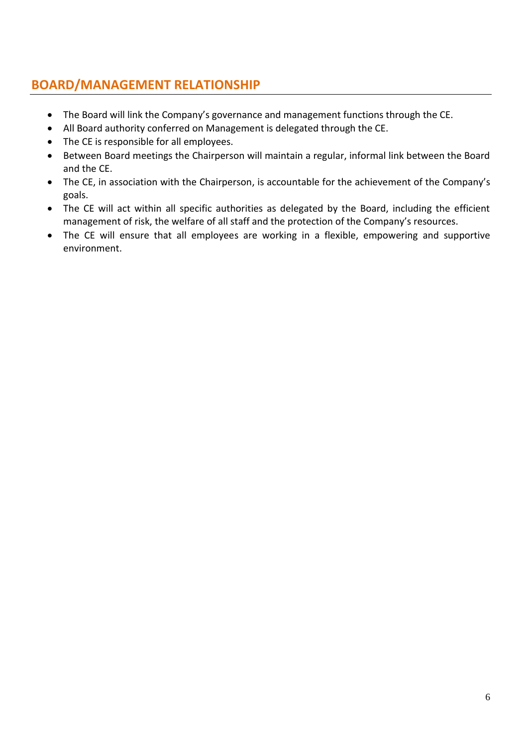## BOARD/MANAGEMENT RELATIONSHIP

- The Board will link the Company's governance and management functions through the CE.
- All Board authority conferred on Management is delegated through the CE.
- The CE is responsible for all employees.
- Between Board meetings the Chairperson will maintain a regular, informal link between the Board and the CE.
- The CE, in association with the Chairperson, is accountable for the achievement of the Company's goals.
- The CE will act within all specific authorities as delegated by the Board, including the efficient management of risk, the welfare of all staff and the protection of the Company's resources.
- The CE will ensure that all employees are working in a flexible, empowering and supportive environment.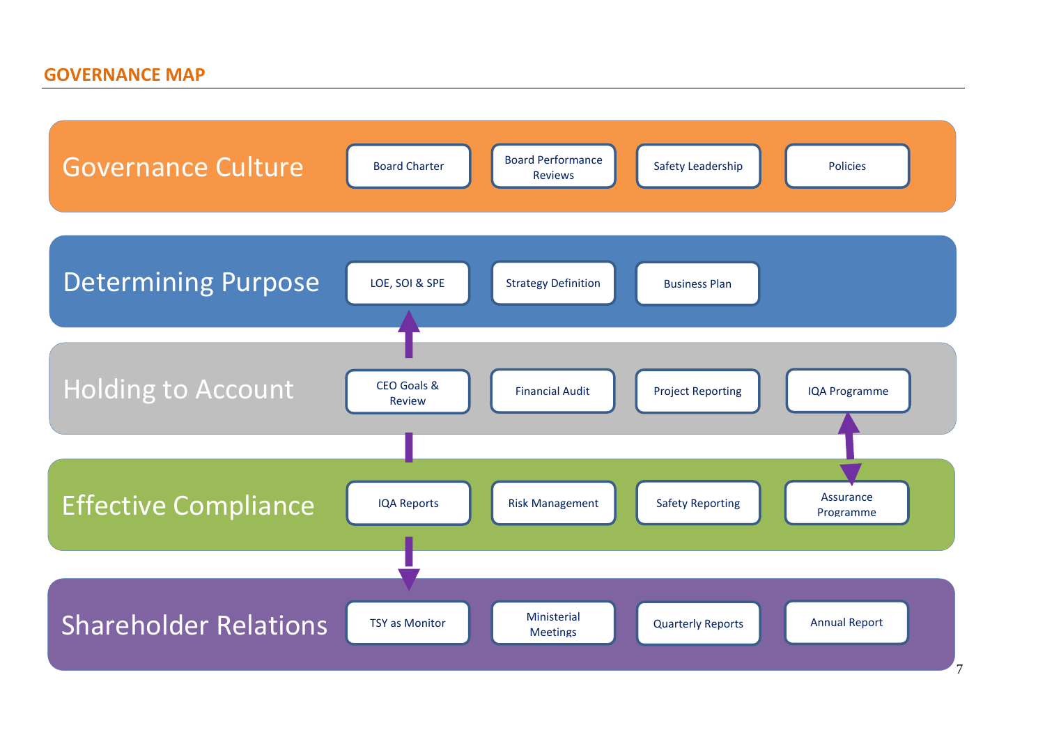## GOVERNANCE MAP

Governance Culture

Board Charter

Board Performance Reviews

Safety Leadership

Policies

Determining Purpose

LOE, SOI & SPE

Strategy Definition

Business Plan

Holding to Account

CEO Goals & Review

Financial Audit

Project Reporting

IQA Programme

Effective Compliance

IQA Reports

Risk Management

Safety Reporting

Assurance Programme

Shareholder Relations

TSY as Monitor

Ministerial Meetings

Quarterly Reports

Annual Report